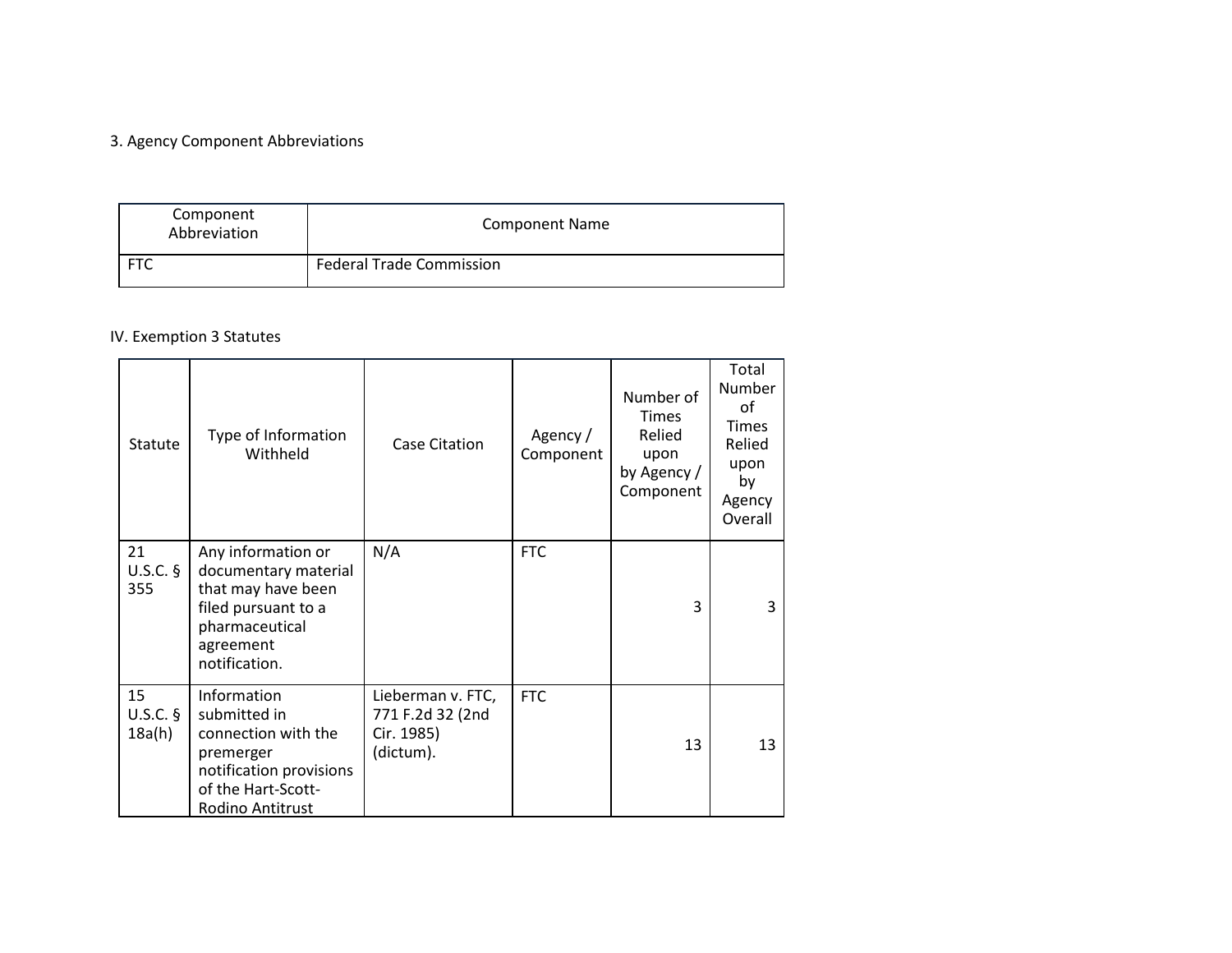## 3. Agency Component Abbreviations

| Component Abbreviation | Component Name |
|---|---|
| FTC | Federal Trade Commission |

## IV. Exemption 3 Statutes

| Statute | Type of Information Withheld | Case Citation | Agency / Component | Number of Times Relied upon by Agency / Component | Total Number of Times Relied upon by Agency Overall |
|---|---|---|---|---|---|
| 21 U.S.C. § 355 | Any information or documentary material that may have been filed pursuant to a pharmaceutical agreement notification. | N/A | FTC | 3 | 3 |
| 15 U.S.C. § 18a(h) | Information submitted in connection with the premerger notification provisions of the Hart-Scott-Rodino Antitrust | Lieberman v. FTC, 771 F.2d 32 (2nd Cir. 1985) (dictum). | FTC | 13 | 13 |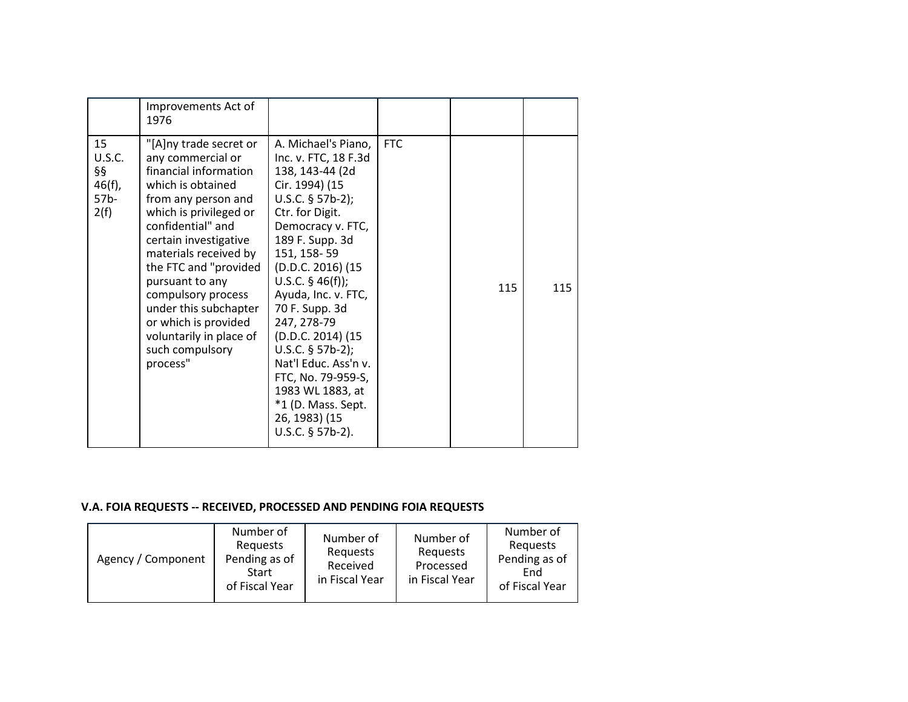| | | | | | |
|---|---|---|---|---|---|
| | Improvements Act of 1976 | | | | |
| 15 U.S.C. §§ 46(f), 57b-2(f) | "[A]ny trade secret or any commercial or financial information which is obtained from any person and which is privileged or confidential" and certain investigative materials received by the FTC and "provided pursuant to any compulsory process under this subchapter or which is provided voluntarily in place of such compulsory process" | A. Michael's Piano, Inc. v. FTC, 18 F.3d 138, 143-44 (2d Cir. 1994) (15 U.S.C. § 57b-2); Ctr. for Digit. Democracy v. FTC, 189 F. Supp. 3d 151, 158- 59 (D.D.C. 2016) (15 U.S.C. § 46(f)); Ayuda, Inc. v. FTC, 70 F. Supp. 3d 247, 278-79 (D.D.C. 2014) (15 U.S.C. § 57b-2); Nat'l Educ. Ass'n v. FTC, No. 79-959-S, 1983 WL 1883, at *1 (D. Mass. Sept. 26, 1983) (15 U.S.C. § 57b-2). | FTC | 115 | 115 |

**V.A. FOIA REQUESTS -- RECEIVED, PROCESSED AND PENDING FOIA REQUESTS**

| Agency / Component | Number of Requests Pending as of Start of Fiscal Year | Number of Requests Received in Fiscal Year | Number of Requests Processed in Fiscal Year | Number of Requests Pending as of End of Fiscal Year |
|---|---|---|---|---|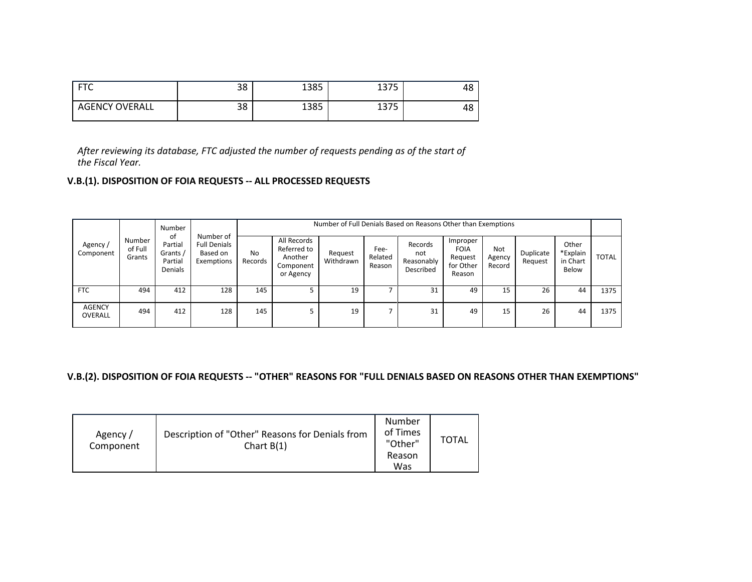| FTC | 38 | 1385 | 1375 | 48 |
|---|---|---|---|---|
| AGENCY OVERALL | 38 | 1385 | 1375 | 48 |

*After reviewing its database, FTC adjusted the number of requests pending as of the start of the Fiscal Year.*

### V.B.(1). DISPOSITION OF FOIA REQUESTS -- ALL PROCESSED REQUESTS

| Agency / Component | Number of Full Grants | Number of Partial Grants / Partial Denials | Number of Full Denials Based on Exemptions | Number of Full Denials Based on Reasons Other than Exemptions | | | | | | | | | |
|---|---|---|---|---|---|---|---|---|---|---|---|---|---|
| | | | | No Records | All Records Referred to Another Component or Agency | Request Withdrawn | Fee-Related Reason | Records not Reasonably Described | Improper FOIA Request for Other Reason | Not Agency Record | Duplicate Request | Other *Explain in Chart Below | TOTAL |
| FTC | 494 | 412 | 128 | 145 | 5 | 19 | 7 | 31 | 49 | 15 | 26 | 44 | 1375 |
| AGENCY OVERALL | 494 | 412 | 128 | 145 | 5 | 19 | 7 | 31 | 49 | 15 | 26 | 44 | 1375 |

### V.B.(2). DISPOSITION OF FOIA REQUESTS -- "OTHER" REASONS FOR "FULL DENIALS BASED ON REASONS OTHER THAN EXEMPTIONS"

| Agency / Component | Description of "Other" Reasons for Denials from Chart B(1) | Number of Times "Other" Reason Was | TOTAL |
|---|---|---|---|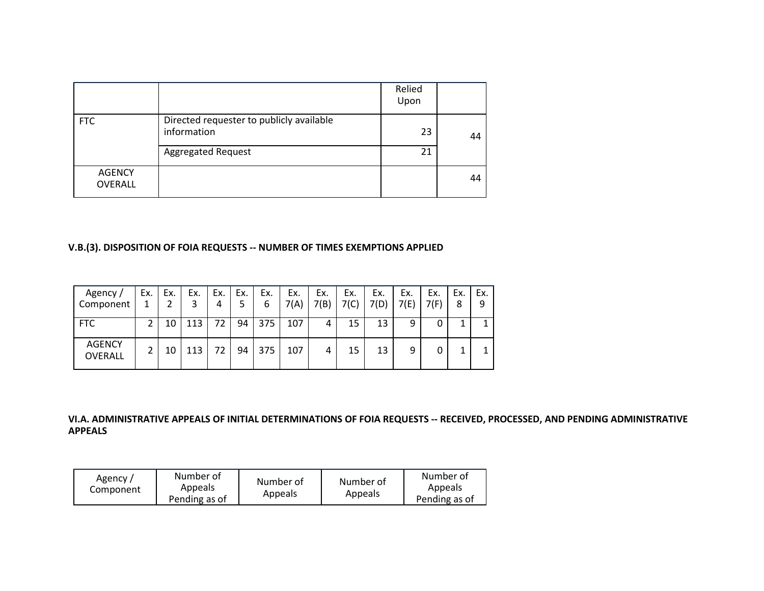| | | Relied Upon | |
|---|---|---|---|
| FTC | Directed requester to publicly available information | 23 | 44 |
| | Aggregated Request | 21 | |
| AGENCY OVERALL | | | 44 |

**V.B.(3). DISPOSITION OF FOIA REQUESTS -- NUMBER OF TIMES EXEMPTIONS APPLIED**

| Agency / Component | Ex. 1 | Ex. 2 | Ex. 3 | Ex. 4 | Ex. 5 | Ex. 6 | Ex. 7(A) | Ex. 7(B) | Ex. 7(C) | Ex. 7(D) | Ex. 7(E) | Ex. 7(F) | Ex. 8 | Ex. 9 |
|---|---|---|---|---|---|---|---|---|---|---|---|---|---|---|
| FTC | 2 | 10 | 113 | 72 | 94 | 375 | 107 | 4 | 15 | 13 | 9 | 0 | 1 | 1 |
| AGENCY OVERALL | 2 | 10 | 113 | 72 | 94 | 375 | 107 | 4 | 15 | 13 | 9 | 0 | 1 | 1 |

**VI.A. ADMINISTRATIVE APPEALS OF INITIAL DETERMINATIONS OF FOIA REQUESTS -- RECEIVED, PROCESSED, AND PENDING ADMINISTRATIVE APPEALS**

| Agency / Component | Number of Appeals Pending as of | Number of Appeals | Number of Appeals | Number of Appeals Pending as of |
|---|---|---|---|---|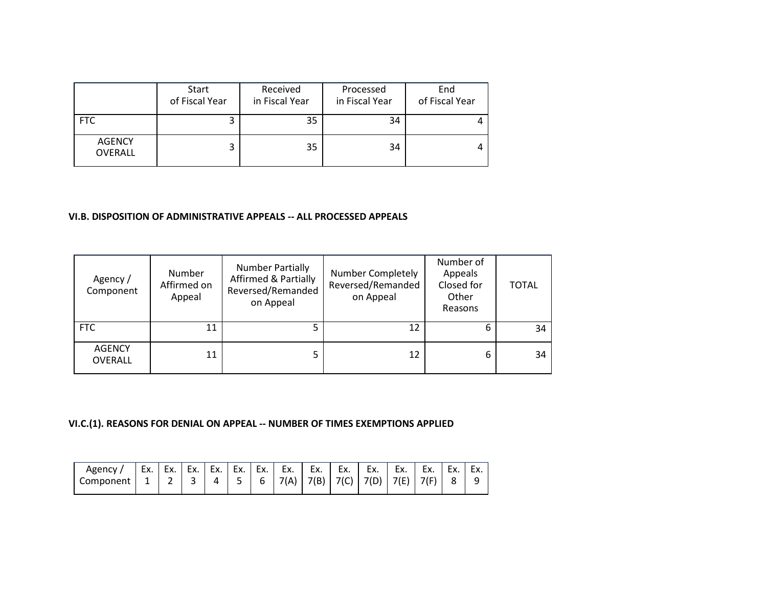|  | Start of Fiscal Year | Received in Fiscal Year | Processed in Fiscal Year | End of Fiscal Year |
|---|---|---|---|---|
| FTC | 3 | 35 | 34 | 4 |
| AGENCY OVERALL | 3 | 35 | 34 | 4 |

**VI.B. DISPOSITION OF ADMINISTRATIVE APPEALS -- ALL PROCESSED APPEALS**

| Agency / Component | Number Affirmed on Appeal | Number Partially Affirmed & Partially Reversed/Remanded on Appeal | Number Completely Reversed/Remanded on Appeal | Number of Appeals Closed for Other Reasons | TOTAL |
|---|---|---|---|---|---|
| FTC | 11 | 5 | 12 | 6 | 34 |
| AGENCY OVERALL | 11 | 5 | 12 | 6 | 34 |

**VI.C.(1). REASONS FOR DENIAL ON APPEAL -- NUMBER OF TIMES EXEMPTIONS APPLIED**

| Agency / Component | Ex. 1 | Ex. 2 | Ex. 3 | Ex. 4 | Ex. 5 | Ex. 6 | Ex. 7(A) | Ex. 7(B) | Ex. 7(C) | Ex. 7(D) | Ex. 7(E) | Ex. 7(F) | Ex. 8 | Ex. 9 |
|---|---|---|---|---|---|---|---|---|---|---|---|---|---|---|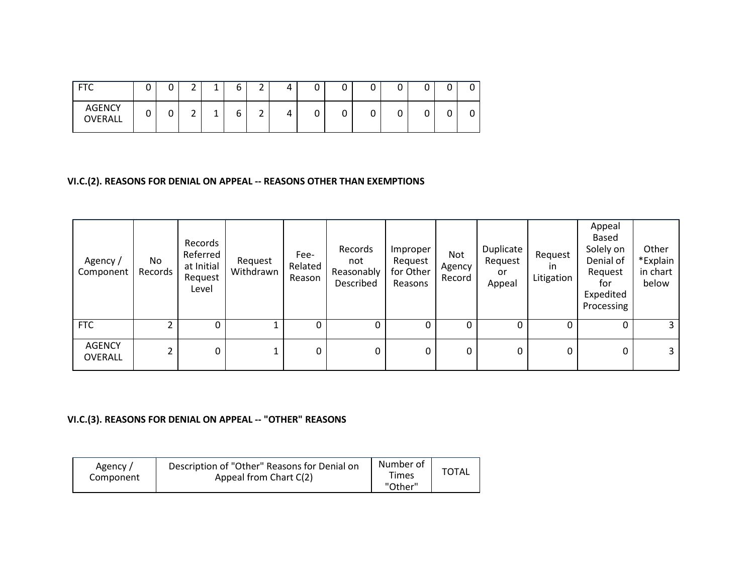| FTC | 0 | 0 | 2 | 1 | 6 | 2 | 4 | 0 | 0 | 0 | 0 | 0 | 0 | 0 |
|---|---|---|---|---|---|---|---|---|---|---|---|---|---|---|
| AGENCY OVERALL | 0 | 0 | 2 | 1 | 6 | 2 | 4 | 0 | 0 | 0 | 0 | 0 | 0 | 0 |

**VI.C.(2). REASONS FOR DENIAL ON APPEAL -- REASONS OTHER THAN EXEMPTIONS**

| Agency / Component | No Records | Records Referred at Initial Request Level | Request Withdrawn | Fee-Related Reason | Records not Reasonably Described | Improper Request for Other Reasons | Not Agency Record | Duplicate Request or Appeal | Request in Litigation | Appeal Based Solely on Denial of Request for Expedited Processing | Other *Explain in chart below |
|---|---|---|---|---|---|---|---|---|---|---|---|
| FTC | 2 | 0 | 1 | 0 | 0 | 0 | 0 | 0 | 0 | 0 | 3 |
| AGENCY OVERALL | 2 | 0 | 1 | 0 | 0 | 0 | 0 | 0 | 0 | 0 | 3 |

**VI.C.(3). REASONS FOR DENIAL ON APPEAL -- "OTHER" REASONS**

| Agency / Component | Description of "Other" Reasons for Denial on Appeal from Chart C(2) | Number of Times "Other" | TOTAL |
|---|---|---|---|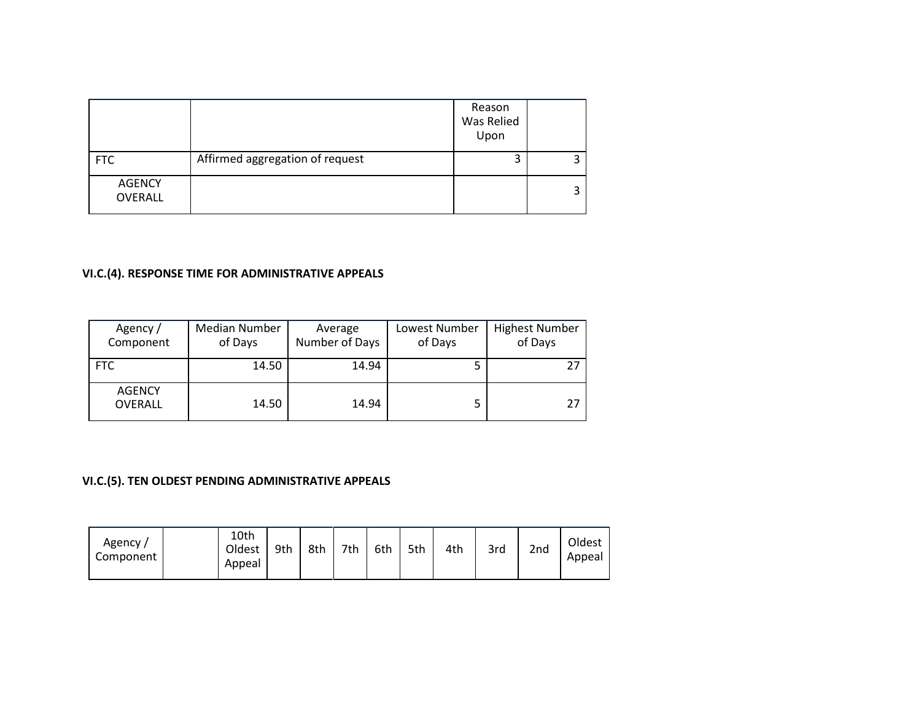| | | Reason Was Relied Upon | |
|---|---|---|---|
| FTC | Affirmed aggregation of request | 3 | 3 |
| AGENCY OVERALL | | | 3 |

**VI.C.(4). RESPONSE TIME FOR ADMINISTRATIVE APPEALS**

| Agency / Component | Median Number of Days | Average Number of Days | Lowest Number of Days | Highest Number of Days |
|---|---|---|---|---|
| FTC | 14.50 | 14.94 | 5 | 27 |
| AGENCY OVERALL | 14.50 | 14.94 | 5 | 27 |

**VI.C.(5). TEN OLDEST PENDING ADMINISTRATIVE APPEALS**

| Agency / Component | | 10th Oldest Appeal | 9th | 8th | 7th | 6th | 5th | 4th | 3rd | 2nd | Oldest Appeal |
|---|---|---|---|---|---|---|---|---|---|---|---|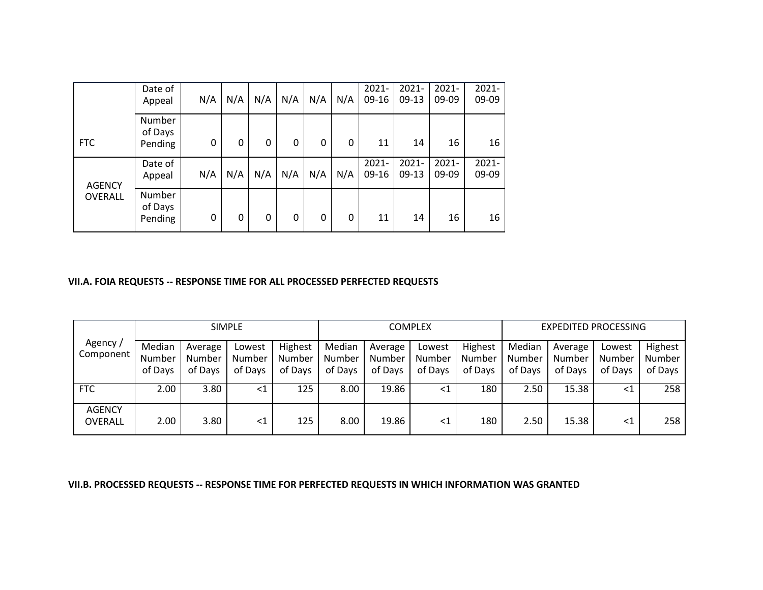| | | | | | | | | | | | |
|---|---|---|---|---|---|---|---|---|---|---|---|
| FTC | Date of Appeal | N/A | N/A | N/A | N/A | N/A | N/A | 2021-09-16 | 2021-09-13 | 2021-09-09 | 2021-09-09 |
| | Number of Days Pending | 0 | 0 | 0 | 0 | 0 | 0 | 11 | 14 | 16 | 16 |
| AGENCY OVERALL | Date of Appeal | N/A | N/A | N/A | N/A | N/A | N/A | 2021-09-16 | 2021-09-13 | 2021-09-09 | 2021-09-09 |
| | Number of Days Pending | 0 | 0 | 0 | 0 | 0 | 0 | 11 | 14 | 16 | 16 |

**VII.A. FOIA REQUESTS -- RESPONSE TIME FOR ALL PROCESSED PERFECTED REQUESTS**

| Agency / Component | SIMPLE | | | | COMPLEX | | | | EXPEDITED PROCESSING | | | |
|---|---|---|---|---|---|---|---|---|---|---|---|---|
| | Median Number of Days | Average Number of Days | Lowest Number of Days | Highest Number of Days | Median Number of Days | Average Number of Days | Lowest Number of Days | Highest Number of Days | Median Number of Days | Average Number of Days | Lowest Number of Days | Highest Number of Days |
| FTC | 2.00 | 3.80 | <1 | 125 | 8.00 | 19.86 | <1 | 180 | 2.50 | 15.38 | <1 | 258 |
| AGENCY OVERALL | 2.00 | 3.80 | <1 | 125 | 8.00 | 19.86 | <1 | 180 | 2.50 | 15.38 | <1 | 258 |

**VII.B. PROCESSED REQUESTS -- RESPONSE TIME FOR PERFECTED REQUESTS IN WHICH INFORMATION WAS GRANTED**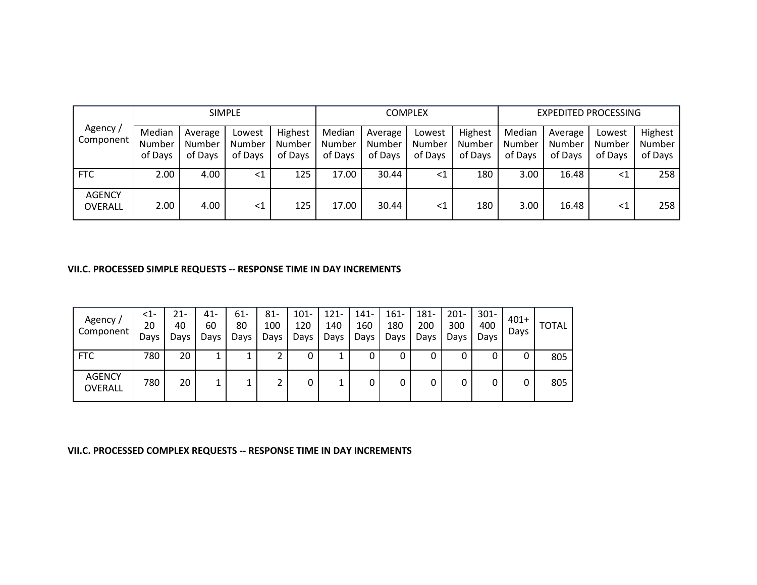| Agency / Component | SIMPLE | | | | COMPLEX | | | | EXPEDITED PROCESSING | | | |
|---|---|---|---|---|---|---|---|---|---|---|---|---|
| | Median Number of Days | Average Number of Days | Lowest Number of Days | Highest Number of Days | Median Number of Days | Average Number of Days | Lowest Number of Days | Highest Number of Days | Median Number of Days | Average Number of Days | Lowest Number of Days | Highest Number of Days |
| FTC | 2.00 | 4.00 | <1 | 125 | 17.00 | 30.44 | <1 | 180 | 3.00 | 16.48 | <1 | 258 |
| AGENCY OVERALL | 2.00 | 4.00 | <1 | 125 | 17.00 | 30.44 | <1 | 180 | 3.00 | 16.48 | <1 | 258 |

**VII.C. PROCESSED SIMPLE REQUESTS -- RESPONSE TIME IN DAY INCREMENTS**

| Agency / Component | <1-20 Days | 21-40 Days | 41-60 Days | 61-80 Days | 81-100 Days | 101-120 Days | 121-140 Days | 141-160 Days | 161-180 Days | 181-200 Days | 201-300 Days | 301-400 Days | 401+ Days | TOTAL |
|---|---|---|---|---|---|---|---|---|---|---|---|---|---|---|
| FTC | 780 | 20 | 1 | 1 | 2 | 0 | 1 | 0 | 0 | 0 | 0 | 0 | 0 | 805 |
| AGENCY OVERALL | 780 | 20 | 1 | 1 | 2 | 0 | 1 | 0 | 0 | 0 | 0 | 0 | 0 | 805 |

**VII.C. PROCESSED COMPLEX REQUESTS -- RESPONSE TIME IN DAY INCREMENTS**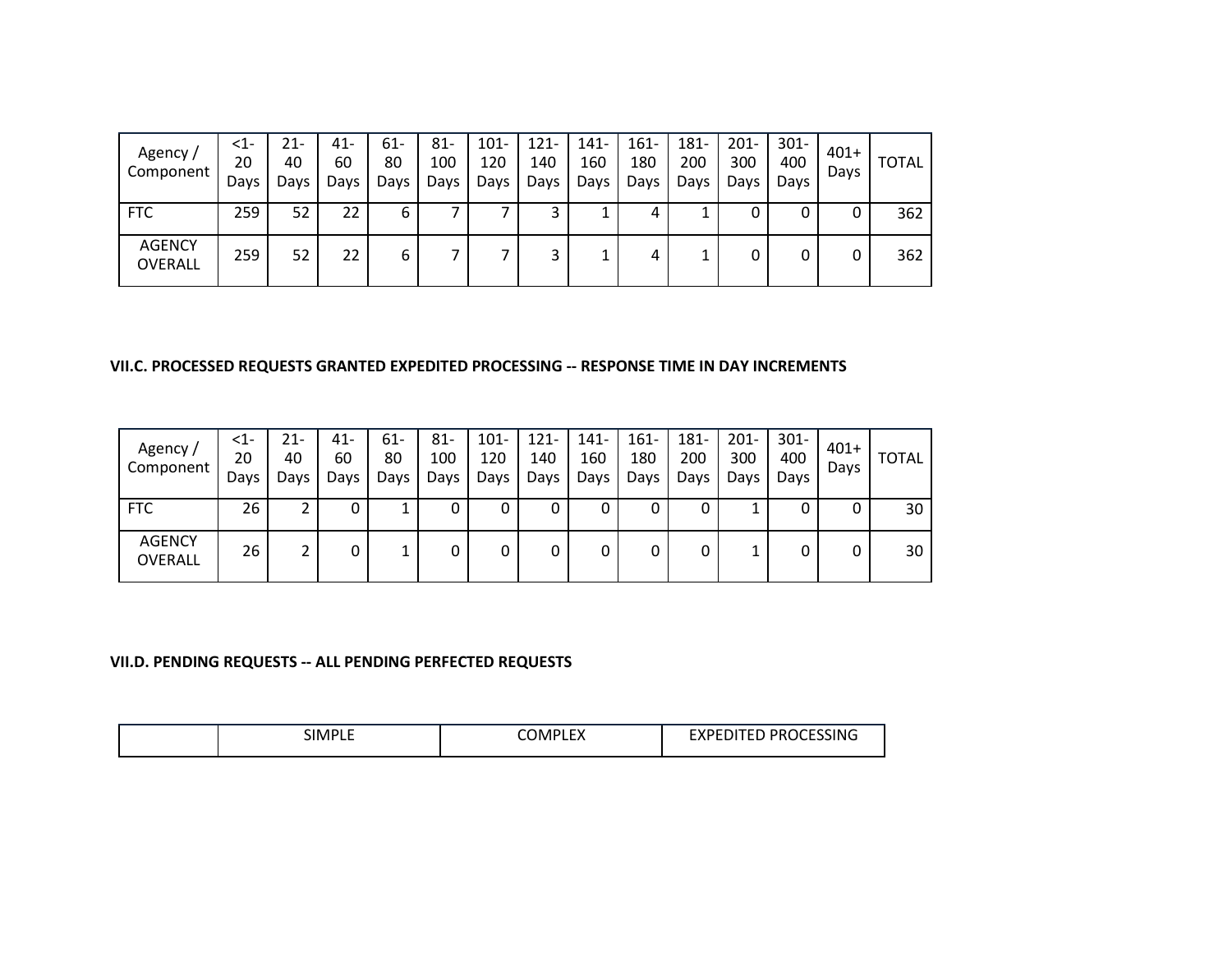| Agency / Component | <1-20 Days | 21-40 Days | 41-60 Days | 61-80 Days | 81-100 Days | 101-120 Days | 121-140 Days | 141-160 Days | 161-180 Days | 181-200 Days | 201-300 Days | 301-400 Days | 401+ Days | TOTAL |
|---|---|---|---|---|---|---|---|---|---|---|---|---|---|---|
| FTC | 259 | 52 | 22 | 6 | 7 | 7 | 3 | 1 | 4 | 1 | 0 | 0 | 0 | 362 |
| AGENCY OVERALL | 259 | 52 | 22 | 6 | 7 | 7 | 3 | 1 | 4 | 1 | 0 | 0 | 0 | 362 |

**VII.C. PROCESSED REQUESTS GRANTED EXPEDITED PROCESSING -- RESPONSE TIME IN DAY INCREMENTS**

| Agency / Component | <1-20 Days | 21-40 Days | 41-60 Days | 61-80 Days | 81-100 Days | 101-120 Days | 121-140 Days | 141-160 Days | 161-180 Days | 181-200 Days | 201-300 Days | 301-400 Days | 401+ Days | TOTAL |
|---|---|---|---|---|---|---|---|---|---|---|---|---|---|---|
| FTC | 26 | 2 | 0 | 1 | 0 | 0 | 0 | 0 | 0 | 0 | 1 | 0 | 0 | 30 |
| AGENCY OVERALL | 26 | 2 | 0 | 1 | 0 | 0 | 0 | 0 | 0 | 0 | 1 | 0 | 0 | 30 |

**VII.D. PENDING REQUESTS -- ALL PENDING PERFECTED REQUESTS**

| | SIMPLE | COMPLEX | EXPEDITED PROCESSING |
|---|---|---|---|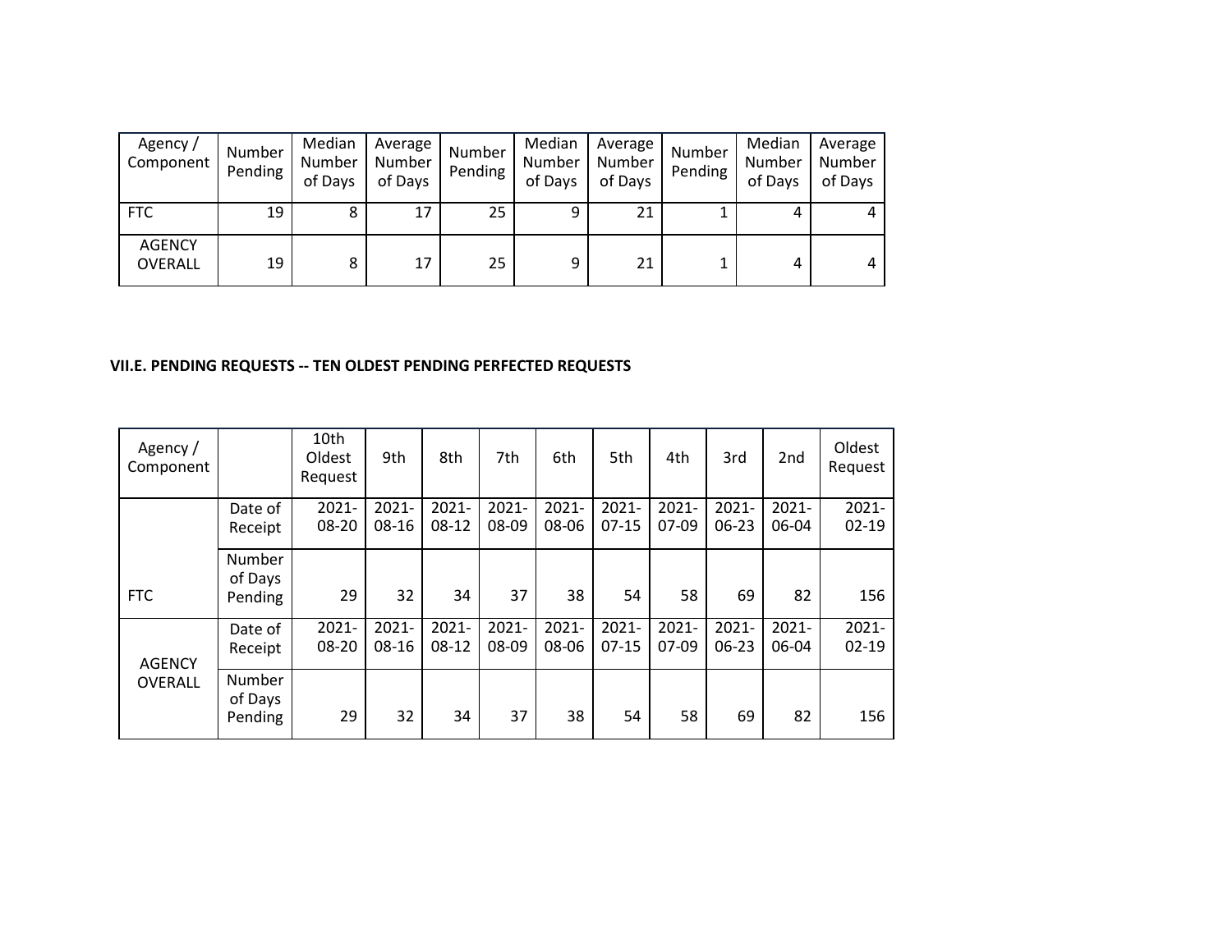| Agency / Component | Number Pending | Median Number of Days | Average Number of Days | Number Pending | Median Number of Days | Average Number of Days | Number Pending | Median Number of Days | Average Number of Days |
|---|---|---|---|---|---|---|---|---|---|
| FTC | 19 | 8 | 17 | 25 | 9 | 21 | 1 | 4 | 4 |
| AGENCY OVERALL | 19 | 8 | 17 | 25 | 9 | 21 | 1 | 4 | 4 |

**VII.E. PENDING REQUESTS -- TEN OLDEST PENDING PERFECTED REQUESTS**

| Agency / Component | | 10th Oldest Request | 9th | 8th | 7th | 6th | 5th | 4th | 3rd | 2nd | Oldest Request |
|---|---|---|---|---|---|---|---|---|---|---|---|
| FTC | Date of Receipt | 2021-08-20 | 2021-08-16 | 2021-08-12 | 2021-08-09 | 2021-08-06 | 2021-07-15 | 2021-07-09 | 2021-06-23 | 2021-06-04 | 2021-02-19 |
| | Number of Days Pending | 29 | 32 | 34 | 37 | 38 | 54 | 58 | 69 | 82 | 156 |
| AGENCY OVERALL | Date of Receipt | 2021-08-20 | 2021-08-16 | 2021-08-12 | 2021-08-09 | 2021-08-06 | 2021-07-15 | 2021-07-09 | 2021-06-23 | 2021-06-04 | 2021-02-19 |
| | Number of Days Pending | 29 | 32 | 34 | 37 | 38 | 54 | 58 | 69 | 82 | 156 |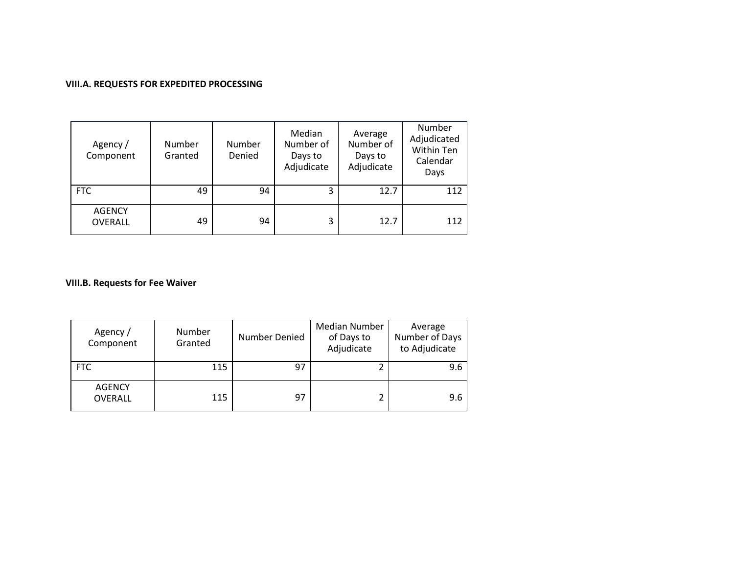### VIII.A. REQUESTS FOR EXPEDITED PROCESSING

| Agency / Component | Number Granted | Number Denied | Median Number of Days to Adjudicate | Average Number of Days to Adjudicate | Number Adjudicated Within Ten Calendar Days |
|---|---|---|---|---|---|
| FTC | 49 | 94 | 3 | 12.7 | 112 |
| AGENCY OVERALL | 49 | 94 | 3 | 12.7 | 112 |

### VIII.B. Requests for Fee Waiver

| Agency / Component | Number Granted | Number Denied | Median Number of Days to Adjudicate | Average Number of Days to Adjudicate |
|---|---|---|---|---|
| FTC | 115 | 97 | 2 | 9.6 |
| AGENCY OVERALL | 115 | 97 | 2 | 9.6 |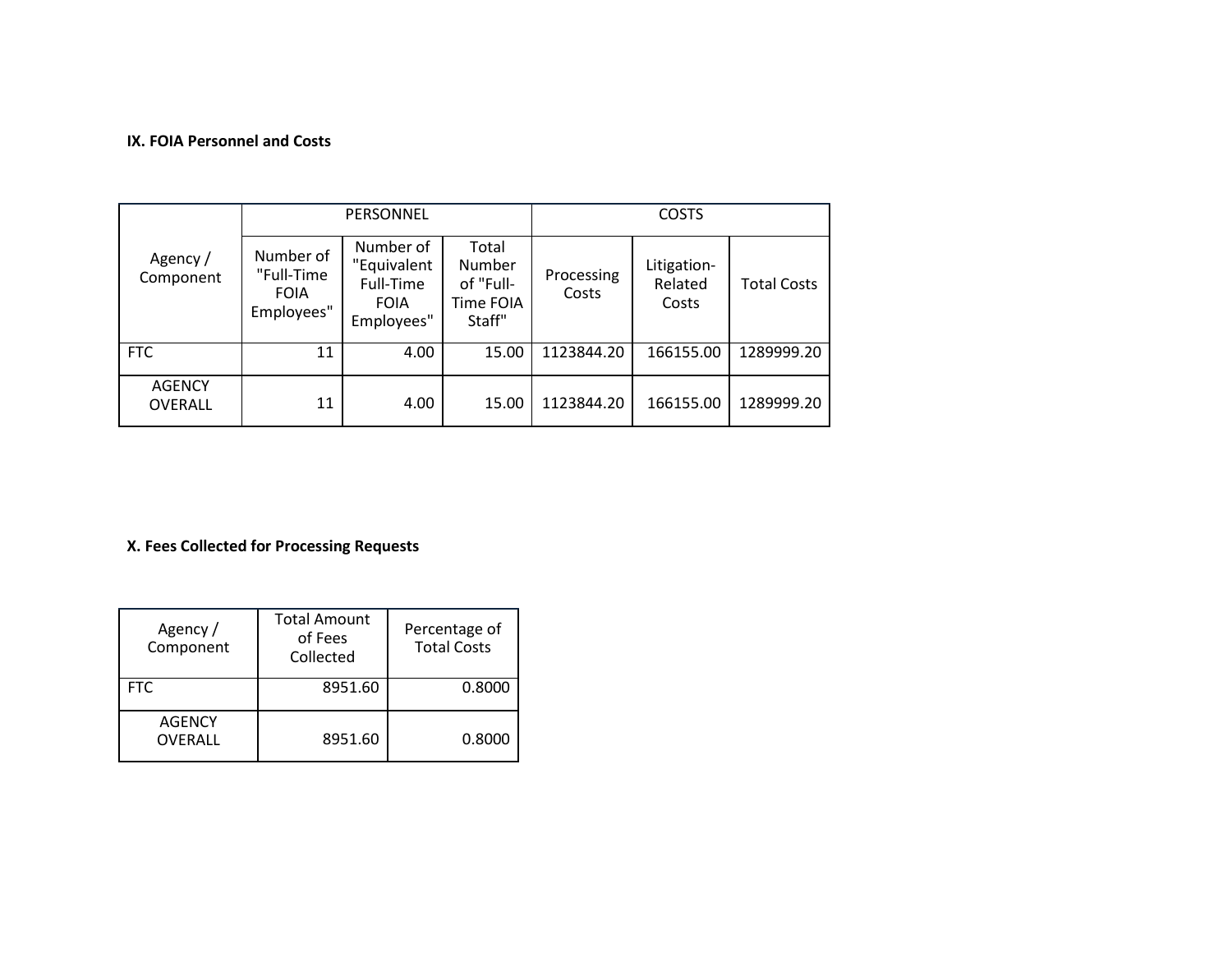### IX. FOIA Personnel and Costs

| Agency / Component | PERSONNEL | | | COSTS | | |
|---|---|---|---|---|---|---|
| | Number of "Full-Time FOIA Employees" | Number of "Equivalent Full-Time FOIA Employees" | Total Number of "Full-Time FOIA Staff" | Processing Costs | Litigation-Related Costs | Total Costs |
| FTC | 11 | 4.00 | 15.00 | 1123844.20 | 166155.00 | 1289999.20 |
| AGENCY OVERALL | 11 | 4.00 | 15.00 | 1123844.20 | 166155.00 | 1289999.20 |

### X. Fees Collected for Processing Requests

| Agency / Component | Total Amount of Fees Collected | Percentage of Total Costs |
|---|---|---|
| FTC | 8951.60 | 0.8000 |
| AGENCY OVERALL | 8951.60 | 0.8000 |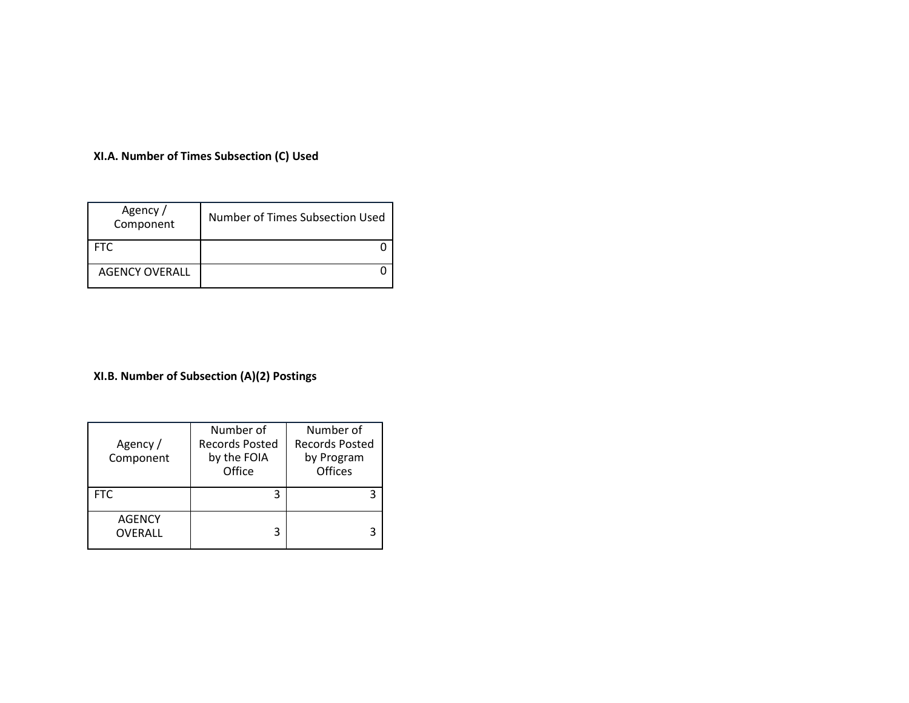**XI.A. Number of Times Subsection (C) Used**

| Agency / Component | Number of Times Subsection Used |
|---|---|
| FTC | 0 |
| AGENCY OVERALL | 0 |

**XI.B. Number of Subsection (A)(2) Postings**

| Agency / Component | Number of Records Posted by the FOIA Office | Number of Records Posted by Program Offices |
|---|---|---|
| FTC | 3 | 3 |
| AGENCY OVERALL | 3 | 3 |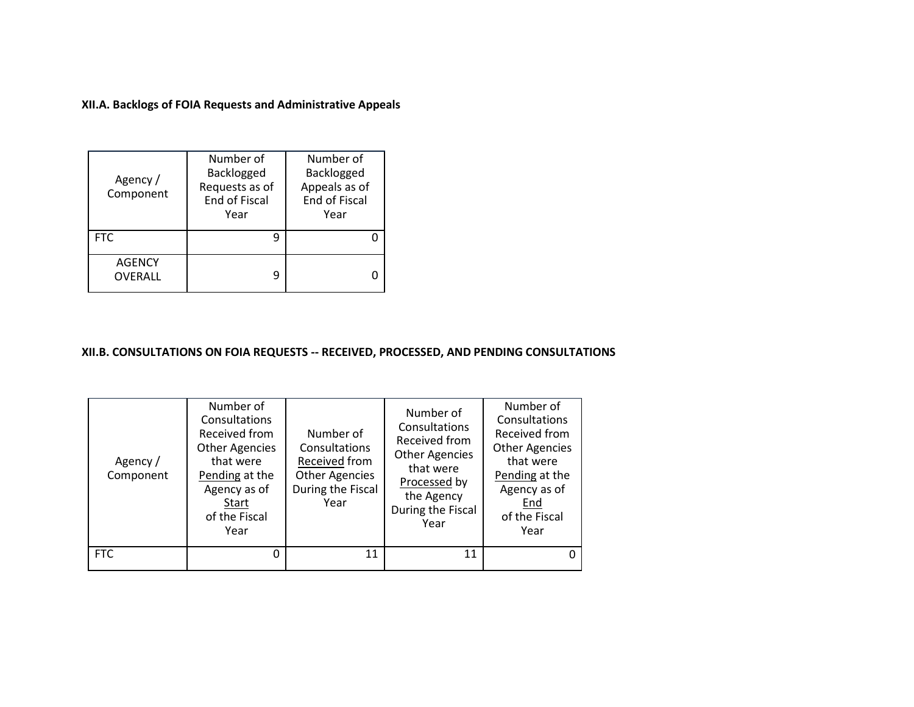**XII.A. Backlogs of FOIA Requests and Administrative Appeals**

| Agency / Component | Number of Backlogged Requests as of End of Fiscal Year | Number of Backlogged Appeals as of End of Fiscal Year |
|---|---|---|
| FTC | 9 | 0 |
| AGENCY OVERALL | 9 | 0 |

**XII.B. CONSULTATIONS ON FOIA REQUESTS -- RECEIVED, PROCESSED, AND PENDING CONSULTATIONS**

| Agency / Component | Number of Consultations Received from Other Agencies that were Pending at the Agency as of Start of the Fiscal Year | Number of Consultations Received from Other Agencies During the Fiscal Year | Number of Consultations Received from Other Agencies that were Processed by the Agency During the Fiscal Year | Number of Consultations Received from Other Agencies that were Pending at the Agency as of End of the Fiscal Year |
|---|---|---|---|---|
| FTC | 0 | 11 | 11 | 0 |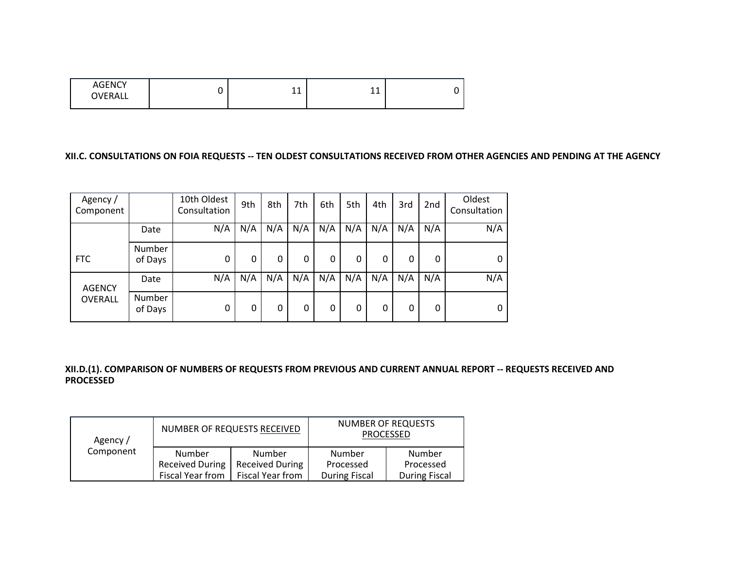| AGENCY OVERALL | 0 | 11 | 11 | 0 |
|---|---|---|---|---|

**XII.C. CONSULTATIONS ON FOIA REQUESTS -- TEN OLDEST CONSULTATIONS RECEIVED FROM OTHER AGENCIES AND PENDING AT THE AGENCY**

| Agency / Component | | 10th Oldest Consultation | 9th | 8th | 7th | 6th | 5th | 4th | 3rd | 2nd | Oldest Consultation |
|---|---|---|---|---|---|---|---|---|---|---|---|
| FTC | Date | N/A | N/A | N/A | N/A | N/A | N/A | N/A | N/A | N/A | N/A |
| | Number of Days | 0 | 0 | 0 | 0 | 0 | 0 | 0 | 0 | 0 | 0 |
| AGENCY OVERALL | Date | N/A | N/A | N/A | N/A | N/A | N/A | N/A | N/A | N/A | N/A |
| | Number of Days | 0 | 0 | 0 | 0 | 0 | 0 | 0 | 0 | 0 | 0 |

**XII.D.(1). COMPARISON OF NUMBERS OF REQUESTS FROM PREVIOUS AND CURRENT ANNUAL REPORT -- REQUESTS RECEIVED AND PROCESSED**

| Agency / Component | NUMBER OF REQUESTS RECEIVED | | NUMBER OF REQUESTS PROCESSED | |
|---|---|---|---|---|
| | Number Received During Fiscal Year from | Number Received During Fiscal Year from | Number Processed During Fiscal | Number Processed During Fiscal |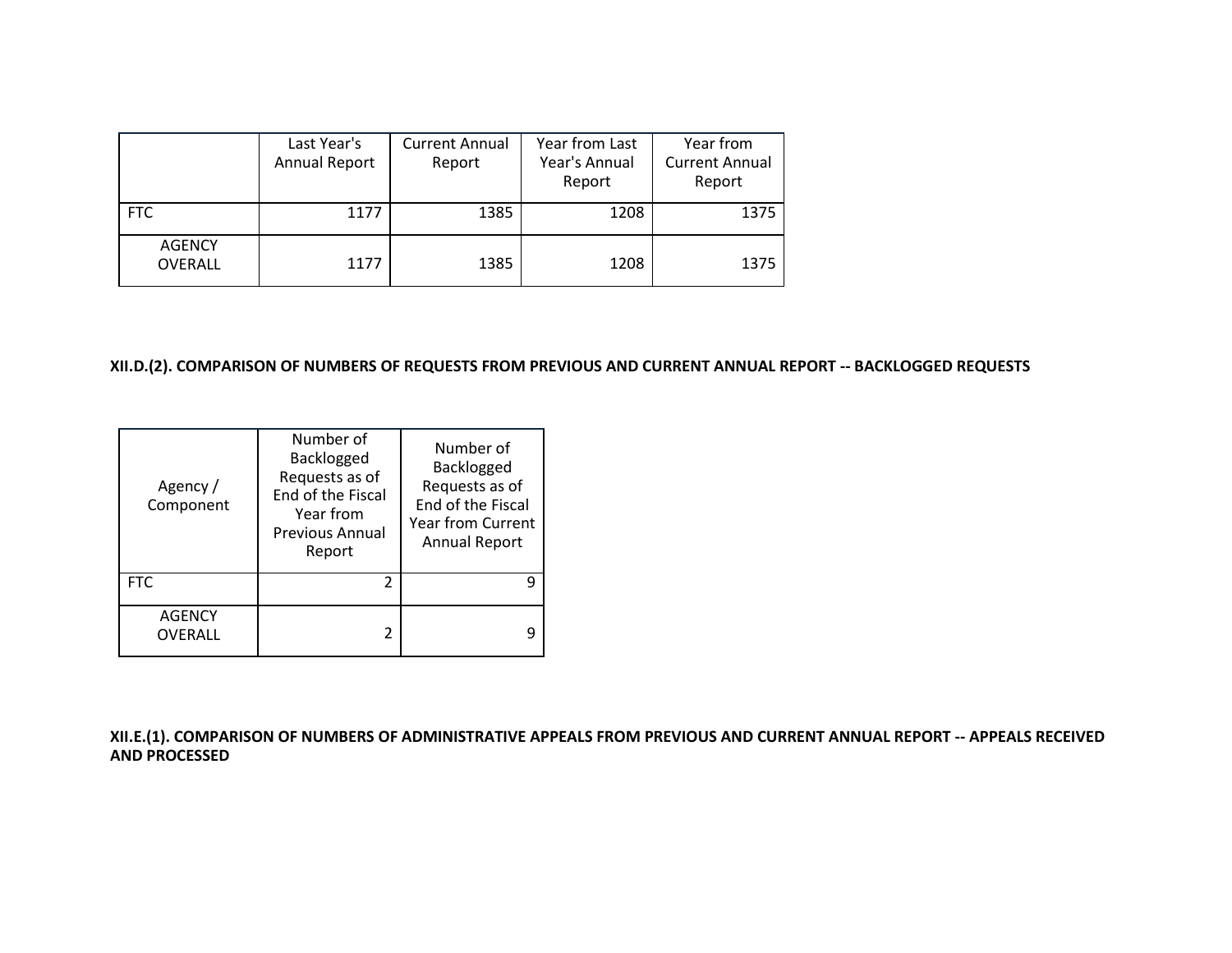| | Last Year's Annual Report | Current Annual Report | Year from Last Year's Annual Report | Year from Current Annual Report |
|---|---|---|---|---|
| FTC | 1177 | 1385 | 1208 | 1375 |
| AGENCY OVERALL | 1177 | 1385 | 1208 | 1375 |

**XII.D.(2). COMPARISON OF NUMBERS OF REQUESTS FROM PREVIOUS AND CURRENT ANNUAL REPORT -- BACKLOGGED REQUESTS**

| Agency / Component | Number of Backlogged Requests as of End of the Fiscal Year from Previous Annual Report | Number of Backlogged Requests as of End of the Fiscal Year from Current Annual Report |
|---|---|---|
| FTC | 2 | 9 |
| AGENCY OVERALL | 2 | 9 |

**XII.E.(1). COMPARISON OF NUMBERS OF ADMINISTRATIVE APPEALS FROM PREVIOUS AND CURRENT ANNUAL REPORT -- APPEALS RECEIVED AND PROCESSED**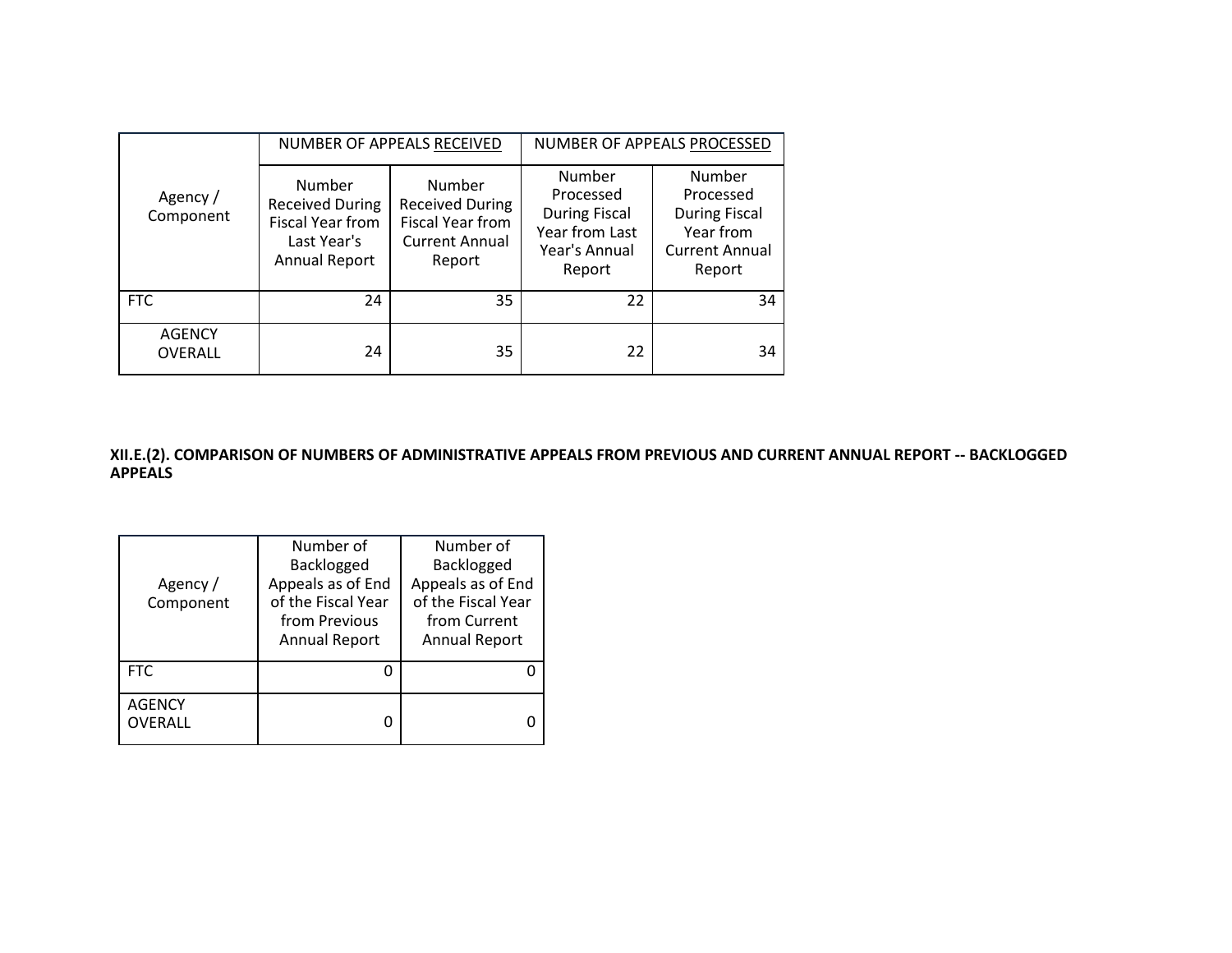| Agency / Component | NUMBER OF APPEALS RECEIVED | | NUMBER OF APPEALS PROCESSED | |
|---|---|---|---|---|
| | Number Received During Fiscal Year from Last Year's Annual Report | Number Received During Fiscal Year from Current Annual Report | Number Processed During Fiscal Year from Last Year's Annual Report | Number Processed During Fiscal Year from Current Annual Report |
| FTC | 24 | 35 | 22 | 34 |
| AGENCY OVERALL | 24 | 35 | 22 | 34 |

**XII.E.(2). COMPARISON OF NUMBERS OF ADMINISTRATIVE APPEALS FROM PREVIOUS AND CURRENT ANNUAL REPORT -- BACKLOGGED APPEALS**

| Agency / Component | Number of Backlogged Appeals as of End of the Fiscal Year from Previous Annual Report | Number of Backlogged Appeals as of End of the Fiscal Year from Current Annual Report |
|---|---|---|
| FTC | 0 | 0 |
| AGENCY OVERALL | 0 | 0 |